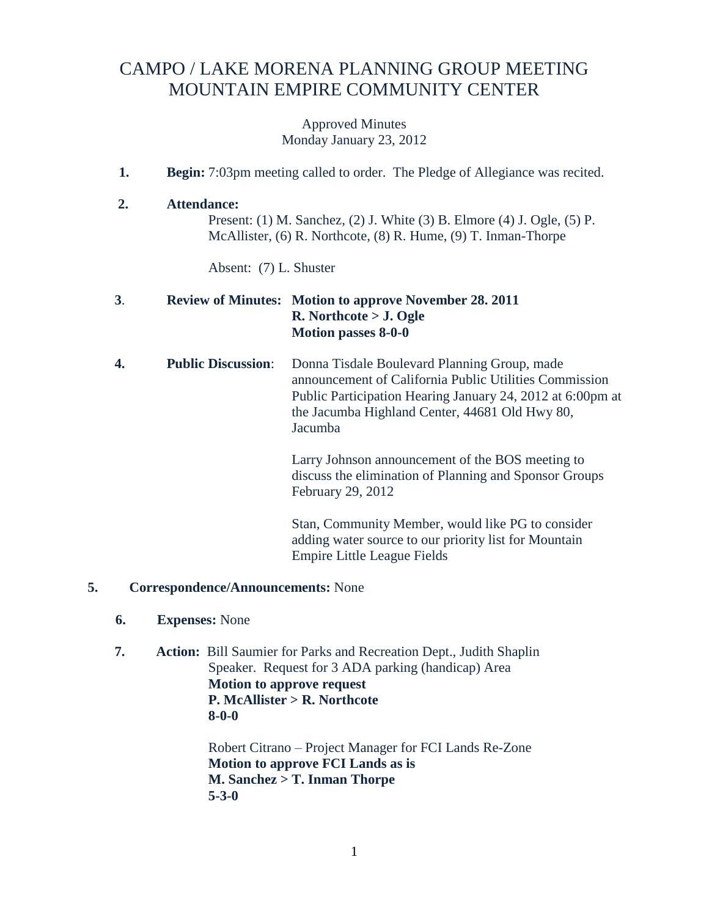# CAMPO / LAKE MORENA PLANNING GROUP MEETING
# MOUNTAIN EMPIRE COMMUNITY CENTER

Approved Minutes
Monday January 23, 2012

1. **Begin:** 7:03pm meeting called to order. The Pledge of Allegiance was recited.

2. **Attendance:**
   Present: (1) M. Sanchez, (2) J. White (3) B. Elmore (4) J. Ogle, (5) P. McAllister, (6) R. Northcote, (8) R. Hume, (9) T. Inman-Thorpe

   Absent: (7) L. Shuster

3. **Review of Minutes:** **Motion to approve November 28. 2011**
   **R. Northcote > J. Ogle**
   **Motion passes 8-0-0**

4. **Public Discussion**: Donna Tisdale Boulevard Planning Group, made announcement of California Public Utilities Commission Public Participation Hearing January 24, 2012 at 6:00pm at the Jacumba Highland Center, 44681 Old Hwy 80, Jacumba

   Larry Johnson announcement of the BOS meeting to discuss the elimination of Planning and Sponsor Groups February 29, 2012

   Stan, Community Member, would like PG to consider adding water source to our priority list for Mountain Empire Little League Fields

5. **Correspondence/Announcements:** None

6. **Expenses:** None

7. **Action:** Bill Saumier for Parks and Recreation Dept., Judith Shaplin Speaker. Request for 3 ADA parking (handicap) Area
   **Motion to approve request**
   **P. McAllister > R. Northcote**
   **8-0-0**

   Robert Citrano – Project Manager for FCI Lands Re-Zone
   **Motion to approve FCI Lands as is**
   **M. Sanchez > T. Inman Thorpe**
   **5-3-0**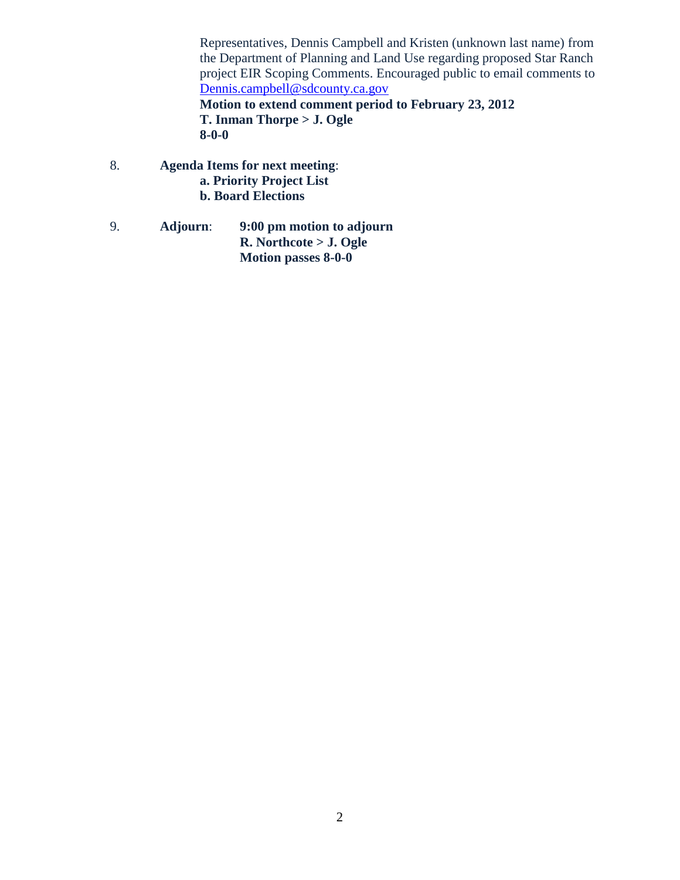Representatives, Dennis Campbell and Kristen (unknown last name) from the Department of Planning and Land Use regarding proposed Star Ranch project EIR Scoping Comments. Encouraged public to email comments to [Dennis.campbell@sdcounty.ca.gov](mailto:Dennis.campbell@sdcounty.ca.gov)
**Motion to extend comment period to February 23, 2012**
**T. Inman Thorpe > J. Ogle**
**8-0-0**

8. **Agenda Items for next meeting**:
   **a. Priority Project List**
   **b. Board Elections**

9. **Adjourn**: **9:00 pm motion to adjourn**
   **R. Northcote > J. Ogle**
   **Motion passes 8-0-0**